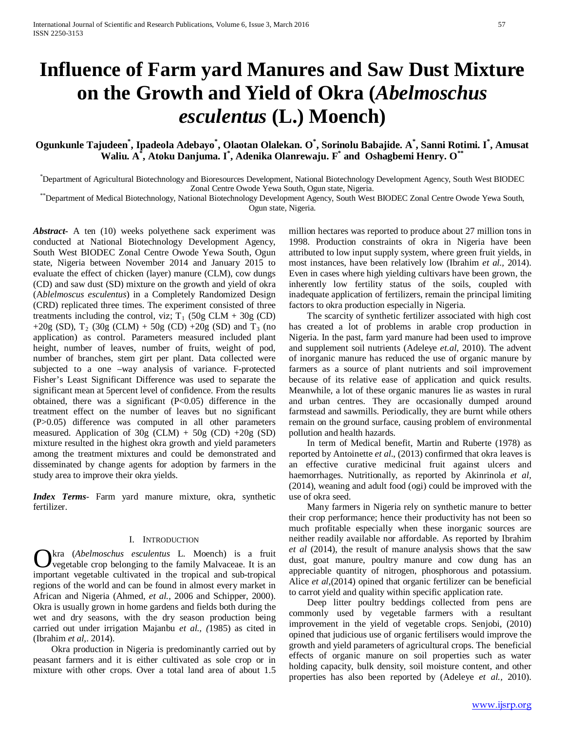# Influence of Farm yard Manures and Saw Dust Mixture on the Growth and Yield of Okra (*Abelmoschus esculentus* (L.) Moench)

**Ogunkunle Tajudeen[*], Ipadeola Adebayo[*], Olaotan Olalekan. O[*], Sorinolu Babajide. A[*], Sanni Rotimi. I[*], Amusat Waliu. A[*], Atoku Danjuma. I[*], Adenika Olanrewaju. F[*] and Oshagbemi Henry. O[**]**

[*]Department of Agricultural Biotechnology and Bioresources Development, National Biotechnology Development Agency, South West BIODEC Zonal Centre Owode Yewa South, Ogun state, Nigeria.
[**]Department of Medical Biotechnology, National Biotechnology Development Agency, South West BIODEC Zonal Centre Owode Yewa South, Ogun state, Nigeria.

***Abstract***- A ten (10) weeks polyethene sack experiment was conducted at National Biotechnology Development Agency, South West BIODEC Zonal Centre Owode Yewa South, Ogun state, Nigeria between November 2014 and January 2015 to evaluate the effect of chicken (layer) manure (CLM), cow dungs (CD) and saw dust (SD) mixture on the growth and yield of okra (*Ablelmoscus esculentus*) in a Completely Randomized Design (CRD) replicated three times. The experiment consisted of three treatments including the control, viz; $T_1$ (50g CLM + 30g (CD) +20g (SD), $T_2$ (30g (CLM) + 50g (CD) +20g (SD) and $T_3$ (no application) as control. Parameters measured included plant height, number of leaves, number of fruits, weight of pod, number of branches, stem girt per plant. Data collected were subjected to a one –way analysis of variance. F-protected Fisher's Least Significant Difference was used to separate the significant mean at 5percent level of confidence. From the results obtained, there was a significant ($P<0.05$) difference in the treatment effect on the number of leaves but no significant ($P>0.05$) difference was computed in all other parameters measured. Application of 30g (CLM) + 50g (CD) +20g (SD) mixture resulted in the highest okra growth and yield parameters among the treatment mixtures and could be demonstrated and disseminated by change agents for adoption by farmers in the study area to improve their okra yields.

***Index Terms***- Farm yard manure mixture, okra, synthetic fertilizer.

## I. Introduction

Okra (*Abelmoschus esculentus* L. Moench) is a fruit vegetable crop belonging to the family Malvaceae. It is an important vegetable cultivated in the tropical and sub-tropical regions of the world and can be found in almost every market in African and Nigeria (Ahmed, *et al.*, 2006 and Schipper, 2000). Okra is usually grown in home gardens and fields both during the wet and dry seasons, with the dry season production being carried out under irrigation Majanbu *et al., (*1985) as cited in (Ibrahim *et al*,. 2014).

Okra production in Nigeria is predominantly carried out by peasant farmers and it is either cultivated as sole crop or in mixture with other crops. Over a total land area of about 1.5 million hectares was reported to produce about 27 million tons in 1998. Production constraints of okra in Nigeria have been attributed to low input supply system, where green fruit yields, in most instances, have been relatively low (Ibrahim *et al.,* 2014). Even in cases where high yielding cultivars have been grown, the inherently low fertility status of the soils, coupled with inadequate application of fertilizers, remain the principal limiting factors to okra production especially in Nigeria.

The scarcity of synthetic fertilizer associated with high cost has created a lot of problems in arable crop production in Nigeria. In the past, farm yard manure had been used to improve and supplement soil nutrients (Adeleye *et.al,* 2010). The advent of inorganic manure has reduced the use of organic manure by farmers as a source of plant nutrients and soil improvement because of its relative ease of application and quick results. Meanwhile, a lot of these organic manures lie as wastes in rural and urban centres. They are occasionally dumped around farmstead and sawmills. Periodically, they are burnt while others remain on the ground surface, causing problem of environmental pollution and health hazards.

In term of Medical benefit, Martin and Ruberte (1978) as reported by Antoinette *et al*., (2013) confirmed that okra leaves is an effective curative medicinal fruit against ulcers and haemorrhages. Nutritionally, as reported by Akinrinola *et al*, (2014), weaning and adult food (ogi) could be improved with the use of okra seed.

Many farmers in Nigeria rely on synthetic manure to better their crop performance; hence their productivity has not been so much profitable especially when these inorganic sources are neither readily available nor affordable. As reported by Ibrahim *et al* (2014), the result of manure analysis shows that the saw dust, goat manure, poultry manure and cow dung has an appreciable quantity of nitrogen, phosphorous and potassium. Alice *et al*,(2014) opined that organic fertilizer can be beneficial to carrot yield and quality within specific application rate.

Deep litter poultry beddings collected from pens are commonly used by vegetable farmers with a resultant improvement in the yield of vegetable crops. Senjobi, (2010) opined that judicious use of organic fertilisers would improve the growth and yield parameters of agricultural crops. The beneficial effects of organic manure on soil properties such as water holding capacity, bulk density, soil moisture content, and other properties has also been reported by (Adeleye *et al.,* 2010).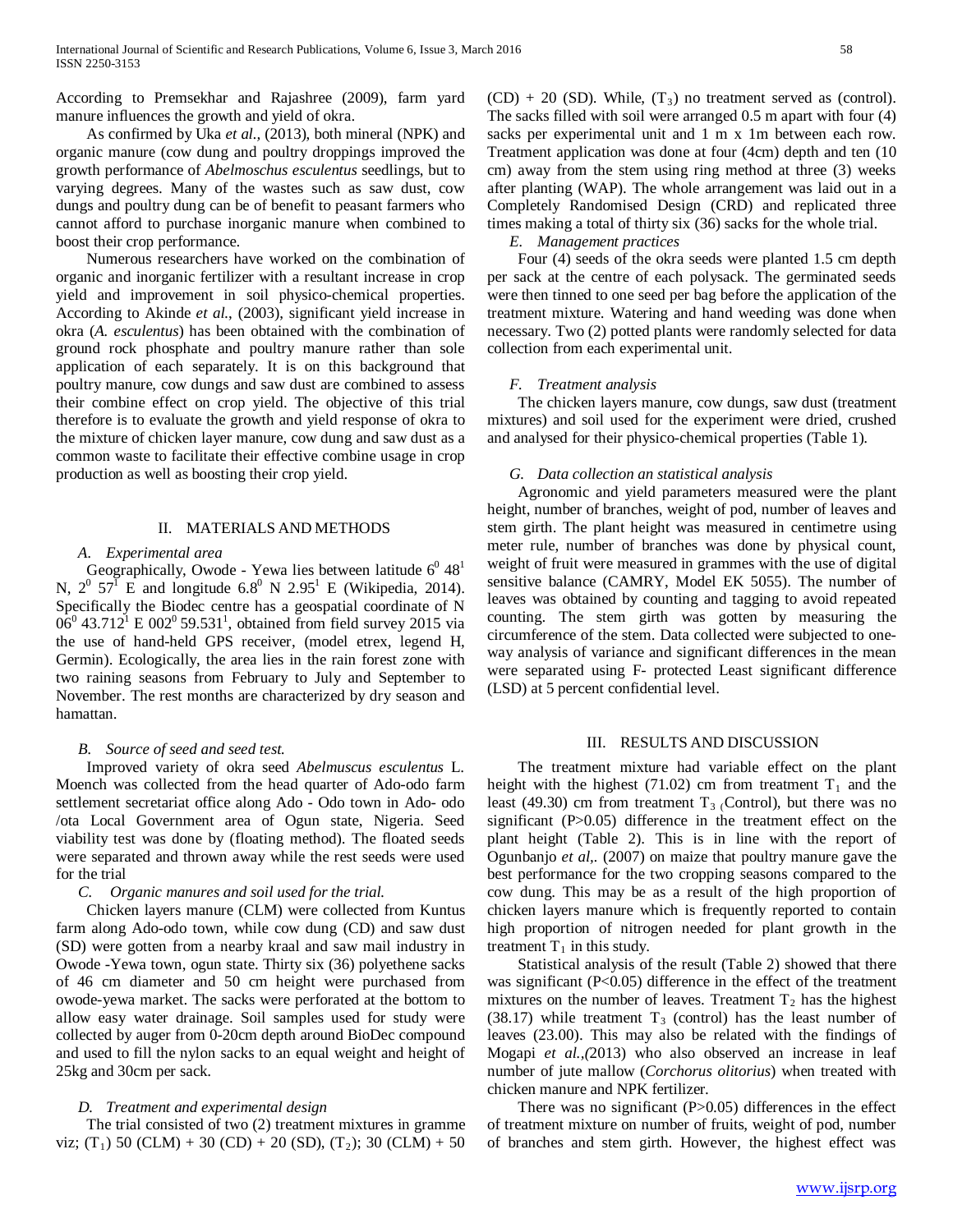According to Premsekhar and Rajashree (2009), farm yard manure influences the growth and yield of okra.

As confirmed by Uka *et al.,* (2013), both mineral (NPK) and organic manure (cow dung and poultry droppings improved the growth performance of *Abelmoschus esculentus* seedlings, but to varying degrees. Many of the wastes such as saw dust, cow dungs and poultry dung can be of benefit to peasant farmers who cannot afford to purchase inorganic manure when combined to boost their crop performance.

Numerous researchers have worked on the combination of organic and inorganic fertilizer with a resultant increase in crop yield and improvement in soil physico-chemical properties. According to Akinde *et al.*, (2003), significant yield increase in okra (*A. esculentus*) has been obtained with the combination of ground rock phosphate and poultry manure rather than sole application of each separately. It is on this background that poultry manure, cow dungs and saw dust are combined to assess their combine effect on crop yield. The objective of this trial therefore is to evaluate the growth and yield response of okra to the mixture of chicken layer manure, cow dung and saw dust as a common waste to facilitate their effective combine usage in crop production as well as boosting their crop yield.

## II. MATERIALS AND METHODS

### *A. Experimental area*

Geographically, Owode - Yewa lies between latitude $6^0\ 48^1$ N, $2^0\ 57^1$ E and longitude $6.8^0$ N $2.95^1$ E (Wikipedia, 2014). Specifically the Biodec centre has a geospatial coordinate of N $06^0\ 43.712^1$ E $002^0\ 59.531^1$, obtained from field survey 2015 via the use of hand-held GPS receiver, (model etrex, legend H, Germin). Ecologically, the area lies in the rain forest zone with two raining seasons from February to July and September to November. The rest months are characterized by dry season and hamattan.

### *B. Source of seed and seed test.*

Improved variety of okra seed *Abelmuscus esculentus* L. Moench was collected from the head quarter of Ado-odo farm settlement secretariat office along Ado - Odo town in Ado- odo /ota Local Government area of Ogun state, Nigeria. Seed viability test was done by (floating method). The floated seeds were separated and thrown away while the rest seeds were used for the trial

### *C. Organic manures and soil used for the trial.*

Chicken layers manure (CLM) were collected from Kuntus farm along Ado-odo town, while cow dung (CD) and saw dust (SD) were gotten from a nearby kraal and saw mail industry in Owode -Yewa town, ogun state. Thirty six (36) polyethene sacks of 46 cm diameter and 50 cm height were purchased from owode-yewa market. The sacks were perforated at the bottom to allow easy water drainage. Soil samples used for study were collected by auger from 0-20cm depth around BioDec compound and used to fill the nylon sacks to an equal weight and height of 25kg and 30cm per sack.

### *D. Treatment and experimental design*

The trial consisted of two (2) treatment mixtures in gramme viz; ($T_1$) 50 (CLM) + 30 (CD) + 20 (SD), ($T_2$); 30 (CLM) + 50 (CD) + 20 (SD). While, ($T_3$) no treatment served as (control). The sacks filled with soil were arranged 0.5 m apart with four (4) sacks per experimental unit and 1 m x 1m between each row. Treatment application was done at four (4cm) depth and ten (10 cm) away from the stem using ring method at three (3) weeks after planting (WAP). The whole arrangement was laid out in a Completely Randomised Design (CRD) and replicated three times making a total of thirty six (36) sacks for the whole trial.

### *E. Management practices*

Four (4) seeds of the okra seeds were planted 1.5 cm depth per sack at the centre of each polysack. The germinated seeds were then tinned to one seed per bag before the application of the treatment mixture. Watering and hand weeding was done when necessary. Two (2) potted plants were randomly selected for data collection from each experimental unit.

### *F. Treatment analysis*

The chicken layers manure, cow dungs, saw dust (treatment mixtures) and soil used for the experiment were dried, crushed and analysed for their physico-chemical properties (Table 1).

### *G. Data collection an statistical analysis*

Agronomic and yield parameters measured were the plant height, number of branches, weight of pod, number of leaves and stem girth. The plant height was measured in centimetre using meter rule, number of branches was done by physical count, weight of fruit were measured in grammes with the use of digital sensitive balance (CAMRY, Model EK 5055). The number of leaves was obtained by counting and tagging to avoid repeated counting. The stem girth was gotten by measuring the circumference of the stem. Data collected were subjected to one-way analysis of variance and significant differences in the mean were separated using F- protected Least significant difference (LSD) at 5 percent confidential level.

## III. RESULTS AND DISCUSSION

The treatment mixture had variable effect on the plant height with the highest (71.02) cm from treatment $T_1$ and the least (49.30) cm from treatment $T_3$ (Control), but there was no significant ($P>0.05$) difference in the treatment effect on the plant height (Table 2). This is in line with the report of Ogunbanjo *et al,*. (2007) on maize that poultry manure gave the best performance for the two cropping seasons compared to the cow dung. This may be as a result of the high proportion of chicken layers manure which is frequently reported to contain high proportion of nitrogen needed for plant growth in the treatment $T_1$ in this study.

Statistical analysis of the result (Table 2) showed that there was significant ($P<0.05$) difference in the effect of the treatment mixtures on the number of leaves. Treatment $T_2$ has the highest (38.17) while treatment $T_3$ (control) has the least number of leaves (23.00). This may also be related with the findings of Mogapi *et al.,(*2013) who also observed an increase in leaf number of jute mallow (*Corchorus olitorius*) when treated with chicken manure and NPK fertilizer.

There was no significant ($P>0.05$) differences in the effect of treatment mixture on number of fruits, weight of pod, number of branches and stem girth. However, the highest effect was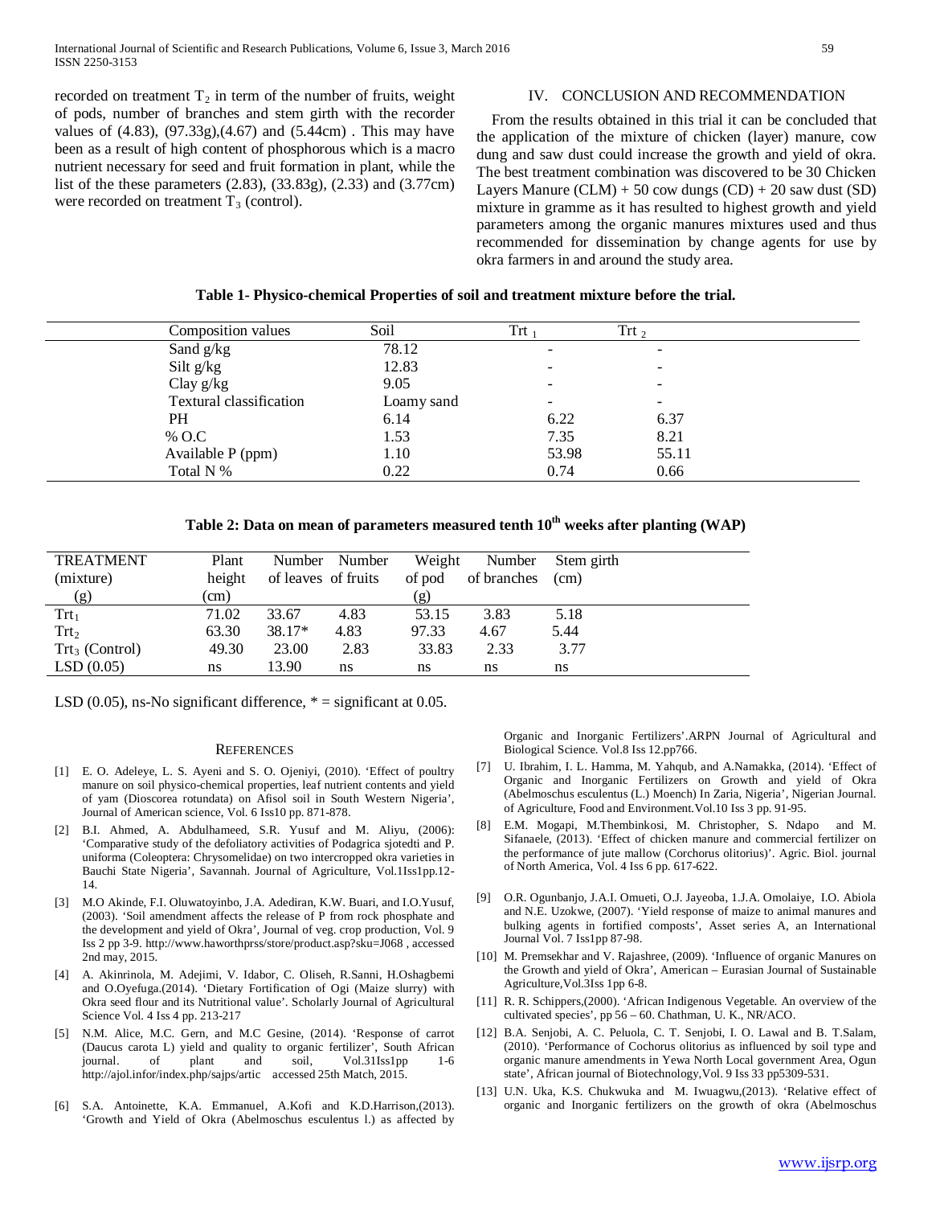recorded on treatment $T_2$ in term of the number of fruits, weight of pods, number of branches and stem girth with the recorder values of (4.83), (97.33g),(4.67) and (5.44cm) . This may have been as a result of high content of phosphorous which is a macro nutrient necessary for seed and fruit formation in plant, while the list of the these parameters (2.83), (33.83g), (2.33) and (3.77cm) were recorded on treatment $T_3$ (control).

## IV. CONCLUSION AND RECOMMENDATION

From the results obtained in this trial it can be concluded that the application of the mixture of chicken (layer) manure, cow dung and saw dust could increase the growth and yield of okra. The best treatment combination was discovered to be 30 Chicken Layers Manure (CLM) + 50 cow dungs (CD) + 20 saw dust (SD) mixture in gramme as it has resulted to highest growth and yield parameters among the organic manures mixtures used and thus recommended for dissemination by change agents for use by okra farmers in and around the study area.

**Table 1- Physico-chemical Properties of soil and treatment mixture before the trial.**

| Composition values | Soil | $Trt_1$ | $Trt_2$ |
|---|---|---|---|
| Sand g/kg | 78.12 | - | - |
| Silt g/kg | 12.83 | - | - |
| Clay g/kg | 9.05 | - | - |
| Textural classification | Loamy sand | - | - |
| PH | 6.14 | 6.22 | 6.37 |
| % O.C | 1.53 | 7.35 | 8.21 |
| Available P (ppm) | 1.10 | 53.98 | 55.11 |
| Total N % | 0.22 | 0.74 | 0.66 |

**Table 2: Data on mean of parameters measured tenth 10th weeks after planting (WAP)**

| TREATMENT (mixture) (g) | Plant height (cm) | Number of leaves | Number of fruits | Weight of pod (g) | Number of branches | Stem girth (cm) |
|---|---|---|---|---|---|---|
| $Trt_1$ | 71.02 | 33.67 | 4.83 | 53.15 | 3.83 | 5.18 |
| $Trt_2$ | 63.30 | 38.17* | 4.83 | 97.33 | 4.67 | 5.44 |
| $Trt_3$ (Control) | 49.30 | 23.00 | 2.83 | 33.83 | 2.33 | 3.77 |
| LSD (0.05) | ns | 13.90 | ns | ns | ns | ns |

LSD (0.05), ns-No significant difference, * = significant at 0.05.

## REFERENCES

[1] E. O. Adeleye, L. S. Ayeni and S. O. Ojeniyi, (2010). 'Effect of poultry manure on soil physico-chemical properties, leaf nutrient contents and yield of yam (Dioscorea rotundata) on Afisol soil in South Western Nigeria', Journal of American science, Vol. 6 Iss10 pp. 871-878.

[2] B.I. Ahmed, A. Abdulhameed, S.R. Yusuf and M. Aliyu, (2006): 'Comparative study of the defoliatory activities of Podagrica sjotedti and P. uniforma (Coleoptera: Chrysomelidae) on two intercropped okra varieties in Bauchi State Nigeria', Savannah. Journal of Agriculture, Vol.1Iss1pp.12-14.

[3] M.O Akinde, F.I. Oluwatoyinbo, J.A. Adediran, K.W. Buari, and I.O.Yusuf, (2003). 'Soil amendment affects the release of P from rock phosphate and the development and yield of Okra', Journal of veg. crop production, Vol. 9 Iss 2 pp 3-9. http://www.haworthprss/store/product.asp?sku=J068 , accessed 2nd may, 2015.

[4] A. Akinrinola, M. Adejimi, V. Idabor, C. Oliseh, R.Sanni, H.Oshagbemi and O.Oyefuga.(2014). 'Dietary Fortification of Ogi (Maize slurry) with Okra seed flour and its Nutritional value'. Scholarly Journal of Agricultural Science Vol. 4 Iss 4 pp. 213-217

[5] N.M. Alice, M.C. Gern, and M.C Gesine, (2014). 'Response of carrot (Daucus carota L) yield and quality to organic fertilizer', South African journal. of plant and soil, Vol.31Iss1pp 1-6 http://ajol.infor/index.php/sajps/artic accessed 25th Match, 2015.

[6] S.A. Antoinette, K.A. Emmanuel, A.Kofi and K.D.Harrison,(2013). 'Growth and Yield of Okra (Abelmoschus esculentus l.) as affected by Organic and Inorganic Fertilizers'.ARPN Journal of Agricultural and Biological Science. Vol.8 Iss 12.pp766.

[7] U. Ibrahim, I. L. Hamma, M. Yahqub, and A.Namakka, (2014). 'Effect of Organic and Inorganic Fertilizers on Growth and yield of Okra (Abelmoschus esculentus (L.) Moench) In Zaria, Nigeria', Nigerian Journal. of Agriculture, Food and Environment.Vol.10 Iss 3 pp. 91-95.

[8] E.M. Mogapi, M.Thembinkosi, M. Christopher, S. Ndapo and M. Sifanaele, (2013). 'Effect of chicken manure and commercial fertilizer on the performance of jute mallow (Corchorus olitorius)'. Agric. Biol. journal of North America, Vol. 4 Iss 6 pp. 617-622.

[9] O.R. Ogunbanjo, J.A.I. Omueti, O.J. Jayeoba, 1.J.A. Omolaiye, I.O. Abiola and N.E. Uzokwe, (2007). 'Yield response of maize to animal manures and bulking agents in fortified composts', Asset series A, an International Journal Vol. 7 Iss1pp 87-98.

[10] M. Premsekhar and V. Rajashree, (2009). 'Influence of organic Manures on the Growth and yield of Okra', American – Eurasian Journal of Sustainable Agriculture,Vol.3Iss 1pp 6-8.

[11] R. R. Schippers,(2000). 'African Indigenous Vegetable. An overview of the cultivated species', pp 56 – 60. Chathman, U. K., NR/ACO.

[12] B.A. Senjobi, A. C. Peluola, C. T. Senjobi, I. O. Lawal and B. T.Salam, (2010). 'Performance of Cochorus olitorius as influenced by soil type and organic manure amendments in Yewa North Local government Area, Ogun state', African journal of Biotechnology,Vol. 9 Iss 33 pp5309-531.

[13] U.N. Uka, K.S. Chukwuka and M. Iwuagwu,(2013). 'Relative effect of organic and Inorganic fertilizers on the growth of okra (Abelmoschus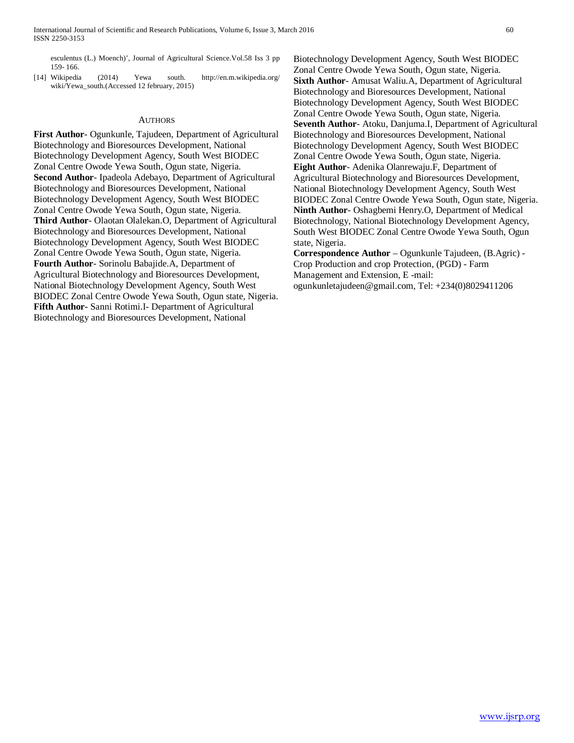esculentus (L.) Moench)', Journal of Agricultural Science.Vol.58 Iss 3 pp 159- 166.

[14] Wikipedia (2014) Yewa south. http://en.m.wikipedia.org/ wiki/Yewa_south.(Accessed 12 february, 2015)

## AUTHORS

**First Author**- Ogunkunle, Tajudeen, Department of Agricultural Biotechnology and Bioresources Development, National Biotechnology Development Agency, South West BIODEC Zonal Centre Owode Yewa South, Ogun state, Nigeria.

**Second Author**- Ipadeola Adebayo, Department of Agricultural Biotechnology and Bioresources Development, National Biotechnology Development Agency, South West BIODEC Zonal Centre Owode Yewa South, Ogun state, Nigeria.

**Third Author**- Olaotan Olalekan.O, Department of Agricultural Biotechnology and Bioresources Development, National Biotechnology Development Agency, South West BIODEC Zonal Centre Owode Yewa South, Ogun state, Nigeria.

**Fourth Author**- Sorinolu Babajide.A, Department of Agricultural Biotechnology and Bioresources Development, National Biotechnology Development Agency, South West BIODEC Zonal Centre Owode Yewa South, Ogun state, Nigeria.

**Fifth Author**- Sanni Rotimi.I- Department of Agricultural Biotechnology and Bioresources Development, National Biotechnology Development Agency, South West BIODEC Zonal Centre Owode Yewa South, Ogun state, Nigeria.

**Sixth Author**- Amusat Waliu.A, Department of Agricultural Biotechnology and Bioresources Development, National Biotechnology Development Agency, South West BIODEC Zonal Centre Owode Yewa South, Ogun state, Nigeria.

**Seventh Author**- Atoku, Danjuma.I, Department of Agricultural Biotechnology and Bioresources Development, National Biotechnology Development Agency, South West BIODEC Zonal Centre Owode Yewa South, Ogun state, Nigeria.

**Eight Author**- Adenika Olanrewaju.F, Department of Agricultural Biotechnology and Bioresources Development, National Biotechnology Development Agency, South West BIODEC Zonal Centre Owode Yewa South, Ogun state, Nigeria.

**Ninth Author**- Oshagbemi Henry.O, Department of Medical Biotechnology, National Biotechnology Development Agency, South West BIODEC Zonal Centre Owode Yewa South, Ogun state, Nigeria.

**Correspondence Author** – Ogunkunle Tajudeen, (B.Agric) - Crop Production and crop Protection, (PGD) - Farm Management and Extension, E -mail: ogunkunletajudeen@gmail.com, Tel: +234(0)8029411206